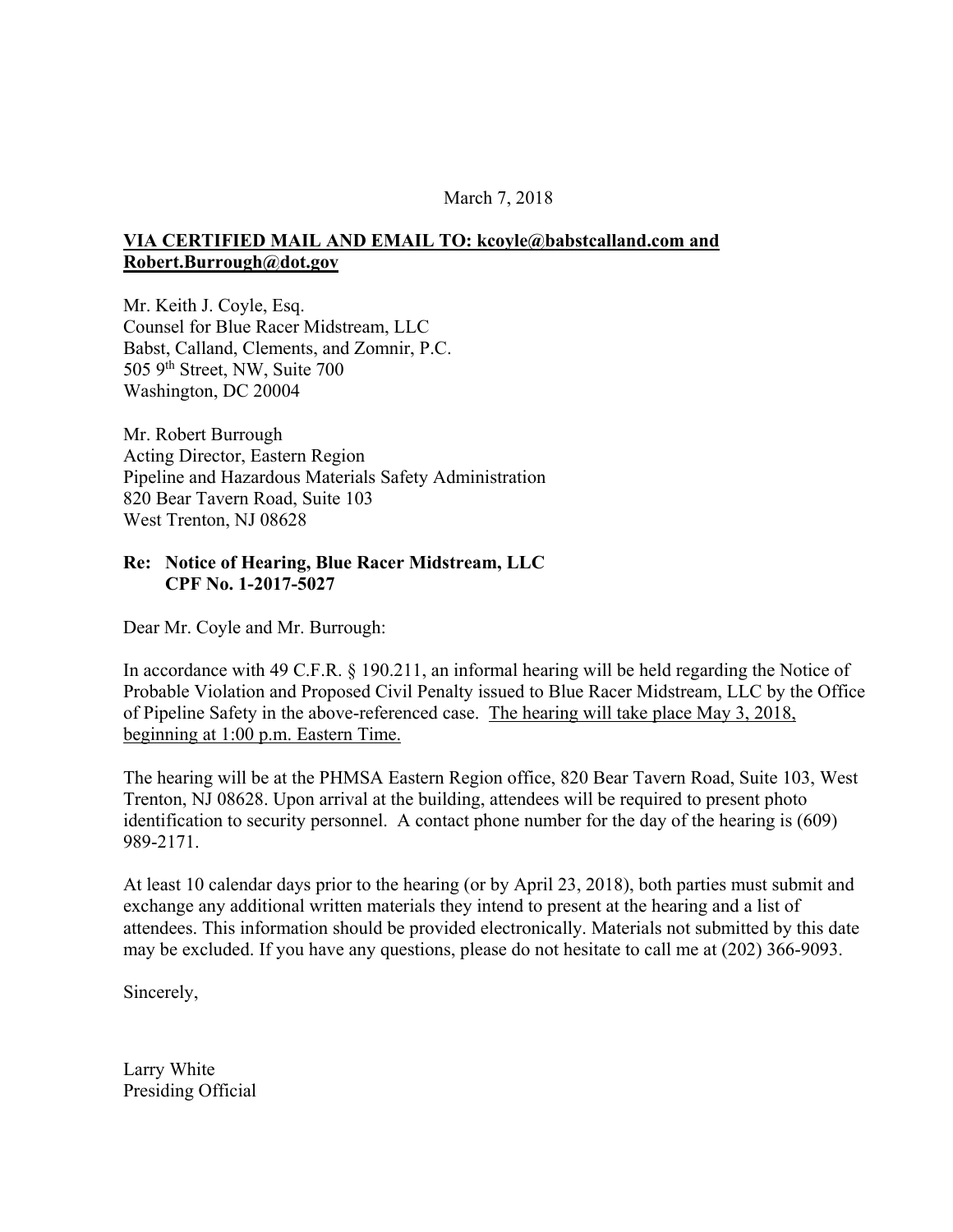March 7, 2018

**VIA CERTIFIED MAIL AND EMAIL TO: kcoyle@babstcalland.com and Robert.Burrough@dot.gov**

Mr. Keith J. Coyle, Esq.
Counsel for Blue Racer Midstream, LLC
Babst, Calland, Clements, and Zomnir, P.C.
505 9th Street, NW, Suite 700
Washington, DC 20004

Mr. Robert Burrough
Acting Director, Eastern Region
Pipeline and Hazardous Materials Safety Administration
820 Bear Tavern Road, Suite 103
West Trenton, NJ 08628

**Re: Notice of Hearing, Blue Racer Midstream, LLC**
**CPF No. 1-2017-5027**

Dear Mr. Coyle and Mr. Burrough:

In accordance with 49 C.F.R. § 190.211, an informal hearing will be held regarding the Notice of Probable Violation and Proposed Civil Penalty issued to Blue Racer Midstream, LLC by the Office of Pipeline Safety in the above-referenced case. The hearing will take place May 3, 2018, beginning at 1:00 p.m. Eastern Time.

The hearing will be at the PHMSA Eastern Region office, 820 Bear Tavern Road, Suite 103, West Trenton, NJ 08628. Upon arrival at the building, attendees will be required to present photo identification to security personnel. A contact phone number for the day of the hearing is (609) 989-2171.

At least 10 calendar days prior to the hearing (or by April 23, 2018), both parties must submit and exchange any additional written materials they intend to present at the hearing and a list of attendees. This information should be provided electronically. Materials not submitted by this date may be excluded. If you have any questions, please do not hesitate to call me at (202) 366-9093.

Sincerely,

Larry White
Presiding Official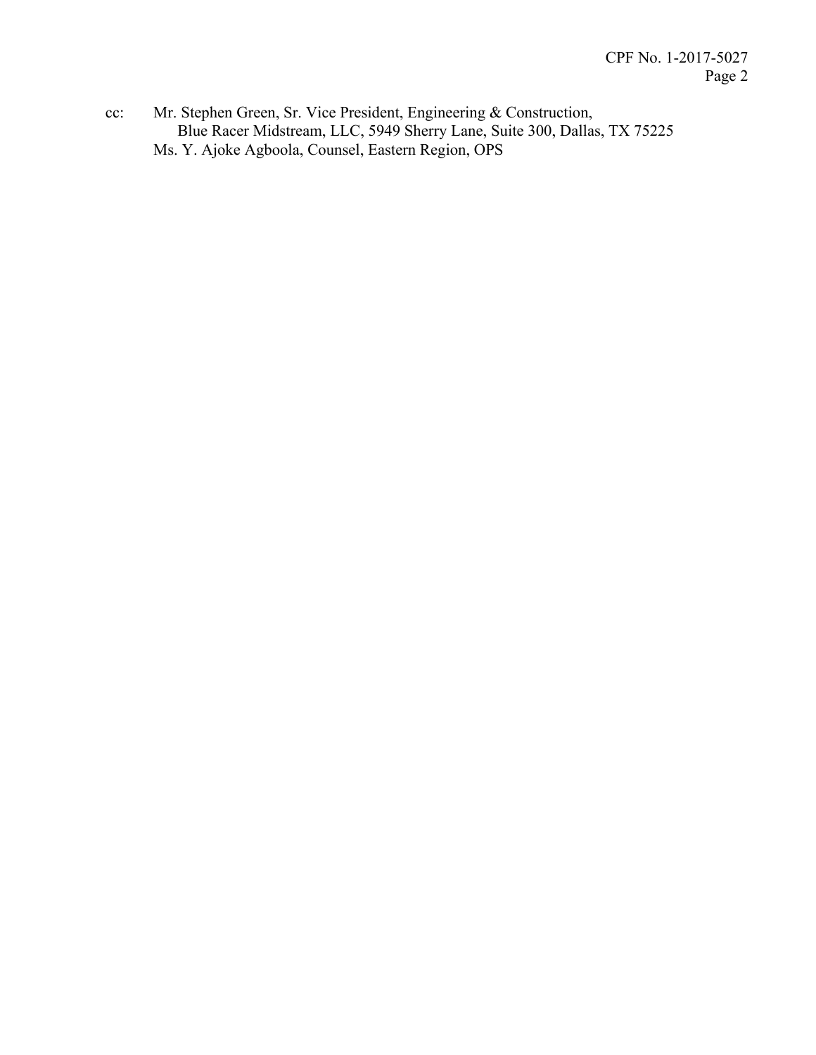cc: Mr. Stephen Green, Sr. Vice President, Engineering & Construction,
    Blue Racer Midstream, LLC, 5949 Sherry Lane, Suite 300, Dallas, TX 75225
    Ms. Y. Ajoke Agboola, Counsel, Eastern Region, OPS